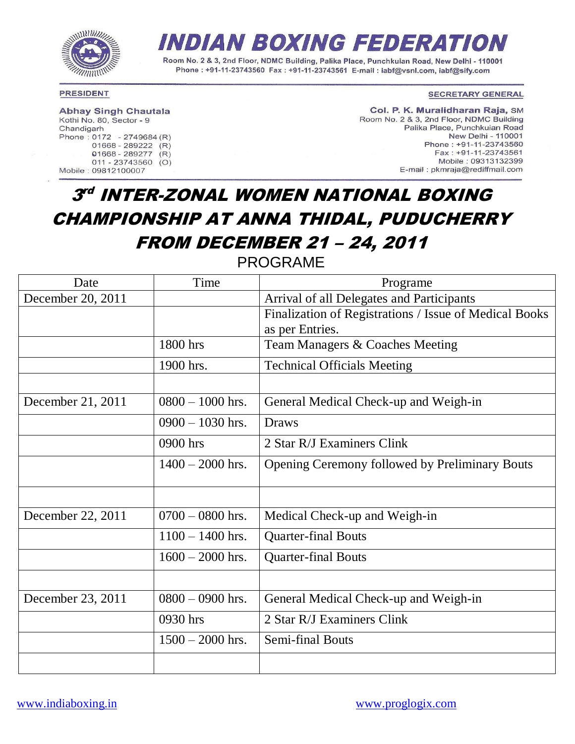# INDIAN BOXING FEDERATION

Room No. 2 & 3, 2nd Floor, NDMC Building, Palika Place, Punchkuian Road, New Delhi - 110001
Phone : +91-11-23743560 Fax : +91-11-23743561 E-mail : iabf@vsnl.com, iabf@sify.com

**PRESIDENT**

**Abhay Singh Chautala**
Kothi No. 80, Sector - 9
Chandigarh
Phone : 0172 - 2749684 (R)
01668 - 289222 (R)
01668 - 289277 (R)
011 - 23743560 (O)
Mobile : 09812100007

**SECRETARY GENERAL**

**Col. P. K. Muralidharan Raja,** SM
Room No. 2 & 3, 2nd Floor, NDMC Building
Palika Place, Punchkuian Road
New Delhi - 110001
Phone : +91-11-23743560
Fax : +91-11-23743561
Mobile : 09313132399
E-mail : pkmraja@rediffmail.com

# 3rd INTER-ZONAL WOMEN NATIONAL BOXING CHAMPIONSHIP AT ANNA THIDAL, PUDUCHERRY FROM DECEMBER 21 – 24, 2011

## PROGRAME

| Date | Time | Programe |
|---|---|---|
| December 20, 2011 | | Arrival of all Delegates and Participants |
| | | Finalization of Registrations / Issue of Medical Books as per Entries. |
| | 1800 hrs | Team Managers & Coaches Meeting |
| | 1900 hrs. | Technical Officials Meeting |
| | | |
| December 21, 2011 | 0800 – 1000 hrs. | General Medical Check-up and Weigh-in |
| | 0900 – 1030 hrs. | Draws |
| | 0900 hrs | 2 Star R/J Examiners Clink |
| | 1400 – 2000 hrs. | Opening Ceremony followed by Preliminary Bouts |
| | | |
| December 22, 2011 | 0700 – 0800 hrs. | Medical Check-up and Weigh-in |
| | 1100 – 1400 hrs. | Quarter-final Bouts |
| | 1600 – 2000 hrs. | Quarter-final Bouts |
| | | |
| December 23, 2011 | 0800 – 0900 hrs. | General Medical Check-up and Weigh-in |
| | 0930 hrs | 2 Star R/J Examiners Clink |
| | 1500 – 2000 hrs. | Semi-final Bouts |
| | | |

www.indiaboxing.in www.proglogix.com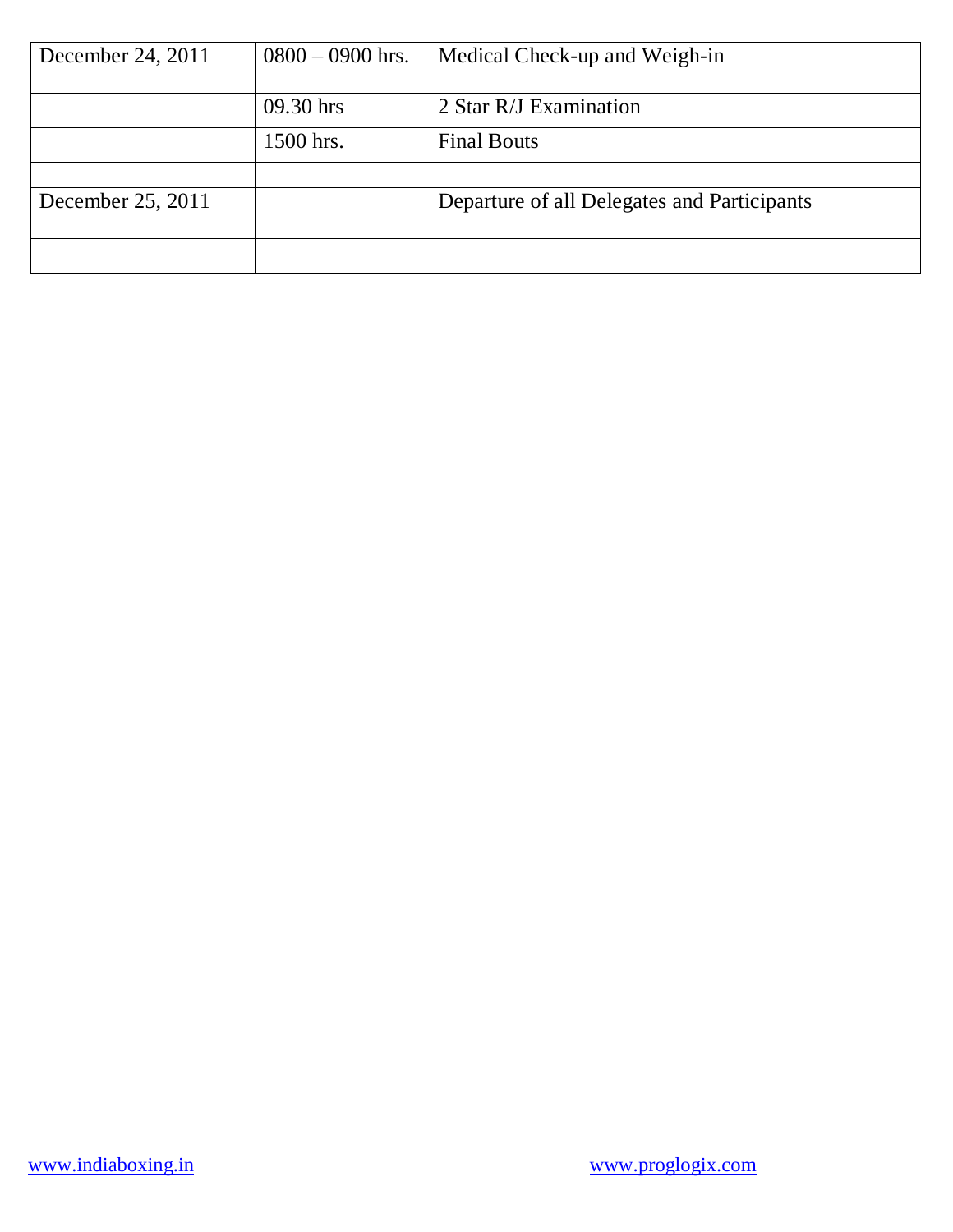| December 24, 2011 | 0800 – 0900 hrs. | Medical Check-up and Weigh-in |
|---|---|---|
| | 09.30 hrs | 2 Star R/J Examination |
| | 1500 hrs. | Final Bouts |
| | | |
| December 25, 2011 | | Departure of all Delegates and Participants |
| | | |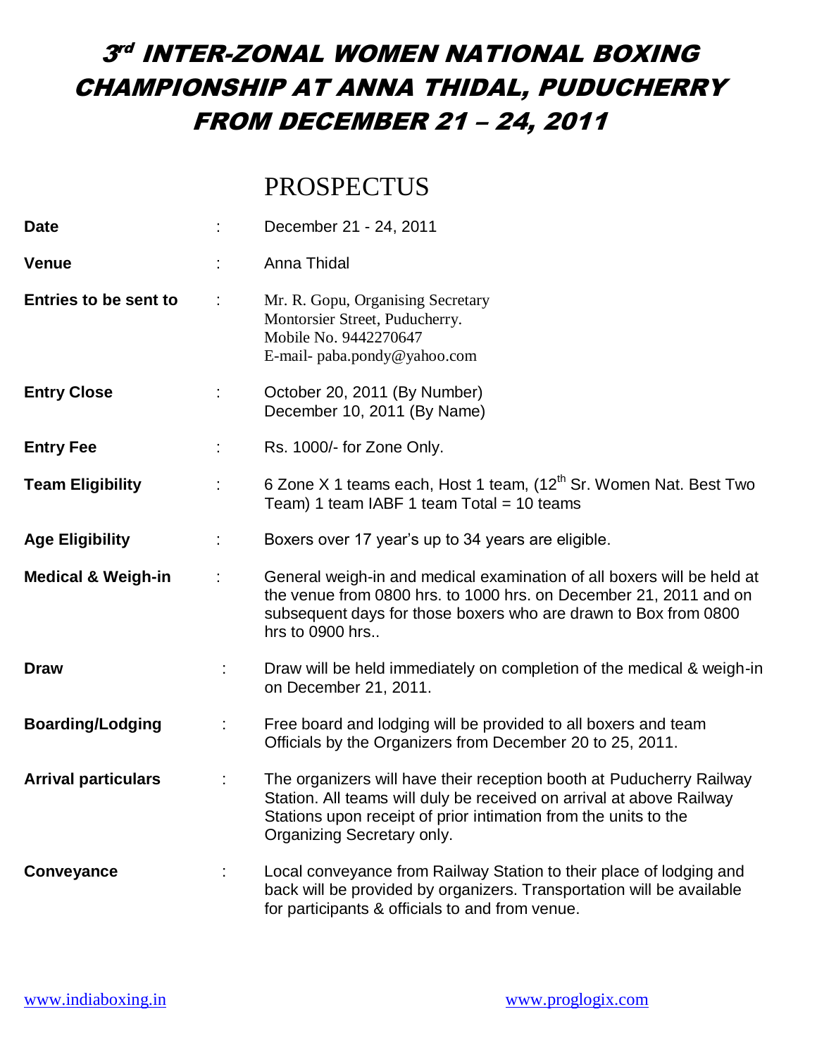# 3rd INTER-ZONAL WOMEN NATIONAL BOXING CHAMPIONSHIP AT ANNA THIDAL, PUDUCHERRY FROM DECEMBER 21 – 24, 2011

## PROSPECTUS

| | | |
|---|---|---|
| **Date** | : | December 21 - 24, 2011 |
| **Venue** | : | Anna Thidal |
| **Entries to be sent to** | : | Mr. R. Gopu, Organising Secretary<br>Montorsier Street, Puducherry.<br>Mobile No. 9442270647<br>E-mail- paba.pondy@yahoo.com |
| **Entry Close** | : | October 20, 2011 (By Number)<br>December 10, 2011 (By Name) |
| **Entry Fee** | : | Rs. 1000/- for Zone Only. |
| **Team Eligibility** | : | 6 Zone X 1 teams each, Host 1 team, (12th Sr. Women Nat. Best Two Team) 1 team IABF 1 team Total = 10 teams |
| **Age Eligibility** | : | Boxers over 17 year's up to 34 years are eligible. |
| **Medical & Weigh-in** | : | General weigh-in and medical examination of all boxers will be held at the venue from 0800 hrs. to 1000 hrs. on December 21, 2011 and on subsequent days for those boxers who are drawn to Box from 0800 hrs to 0900 hrs.. |
| **Draw** | : | Draw will be held immediately on completion of the medical & weigh-in on December 21, 2011. |
| **Boarding/Lodging** | : | Free board and lodging will be provided to all boxers and team Officials by the Organizers from December 20 to 25, 2011. |
| **Arrival particulars** | : | The organizers will have their reception booth at Puducherry Railway Station. All teams will duly be received on arrival at above Railway Stations upon receipt of prior intimation from the units to the Organizing Secretary only. |
| **Conveyance** | : | Local conveyance from Railway Station to their place of lodging and back will be provided by organizers. Transportation will be available for participants & officials to and from venue. |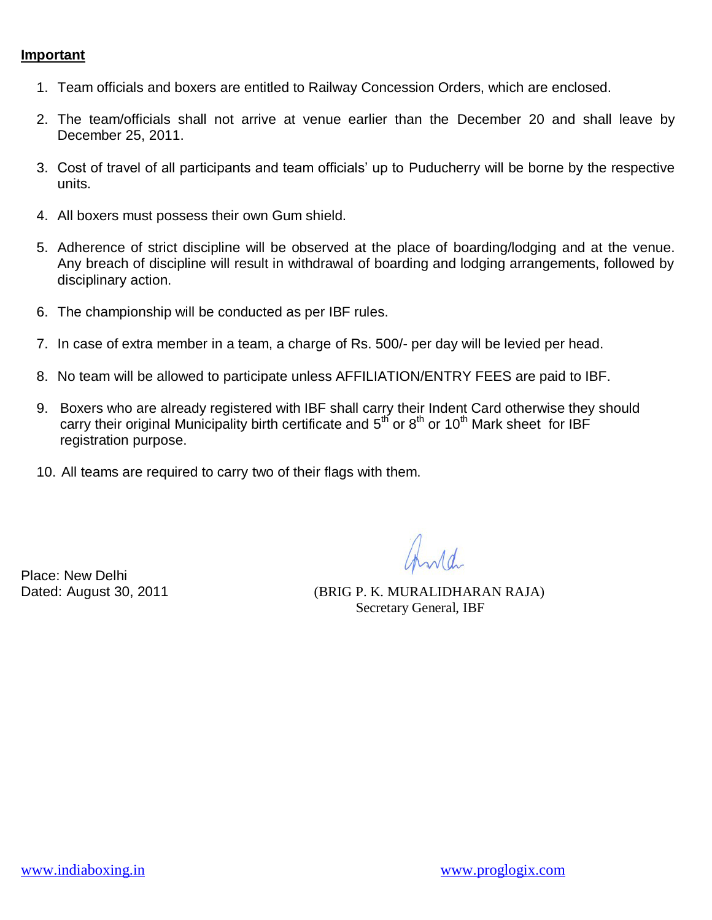**Important**

1. Team officials and boxers are entitled to Railway Concession Orders, which are enclosed.

2. The team/officials shall not arrive at venue earlier than the December 20 and shall leave by December 25, 2011.

3. Cost of travel of all participants and team officials' up to Puducherry will be borne by the respective units.

4. All boxers must possess their own Gum shield.

5. Adherence of strict discipline will be observed at the place of boarding/lodging and at the venue. Any breach of discipline will result in withdrawal of boarding and lodging arrangements, followed by disciplinary action.

6. The championship will be conducted as per IBF rules.

7. In case of extra member in a team, a charge of Rs. 500/- per day will be levied per head.

8. No team will be allowed to participate unless AFFILIATION/ENTRY FEES are paid to IBF.

9. Boxers who are already registered with IBF shall carry their Indent Card otherwise they should carry their original Municipality birth certificate and 5th or 8th or 10th Mark sheet for IBF registration purpose.

10. All teams are required to carry two of their flags with them.

Place: New Delhi
Dated: August 30, 2011

(BRIG P. K. MURALIDHARAN RAJA)
Secretary General, IBF

www.indiaboxing.in www.proglogix.com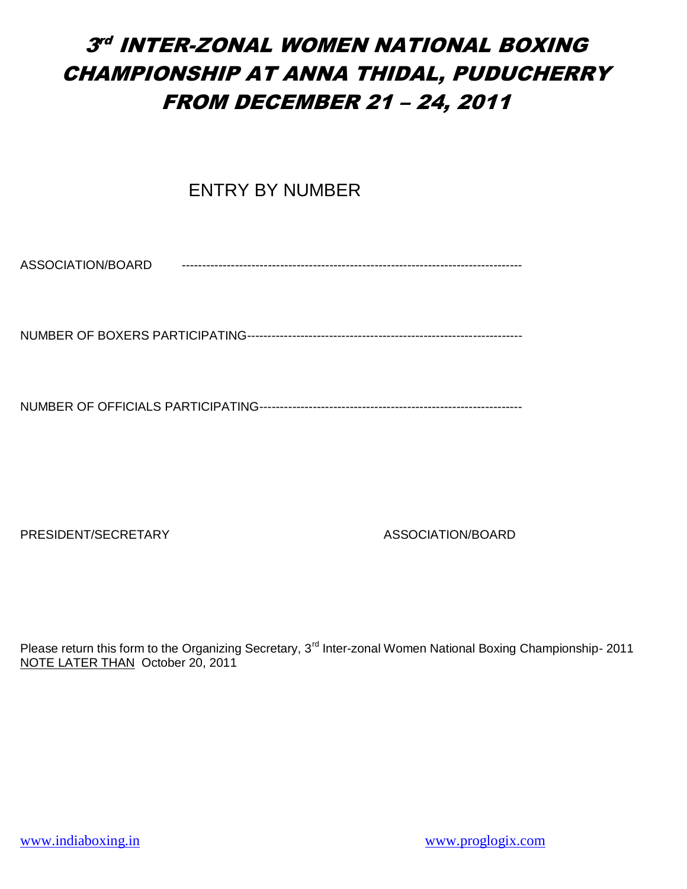# 3rd INTER-ZONAL WOMEN NATIONAL BOXING CHAMPIONSHIP AT ANNA THIDAL, PUDUCHERRY FROM DECEMBER 21 – 24, 2011

## ENTRY BY NUMBER

ASSOCIATION/BOARD --------------------------------------------------------------------------------

NUMBER OF BOXERS PARTICIPATING-------------------------------------------------------------------

NUMBER OF OFFICIALS PARTICIPATING----------------------------------------------------------------

PRESIDENT/SECRETARY ASSOCIATION/BOARD

Please return this form to the Organizing Secretary, 3rd Inter-zonal Women National Boxing Championship- 2011 NOTE LATER THAN October 20, 2011

www.indiaboxing.in www.proglogix.com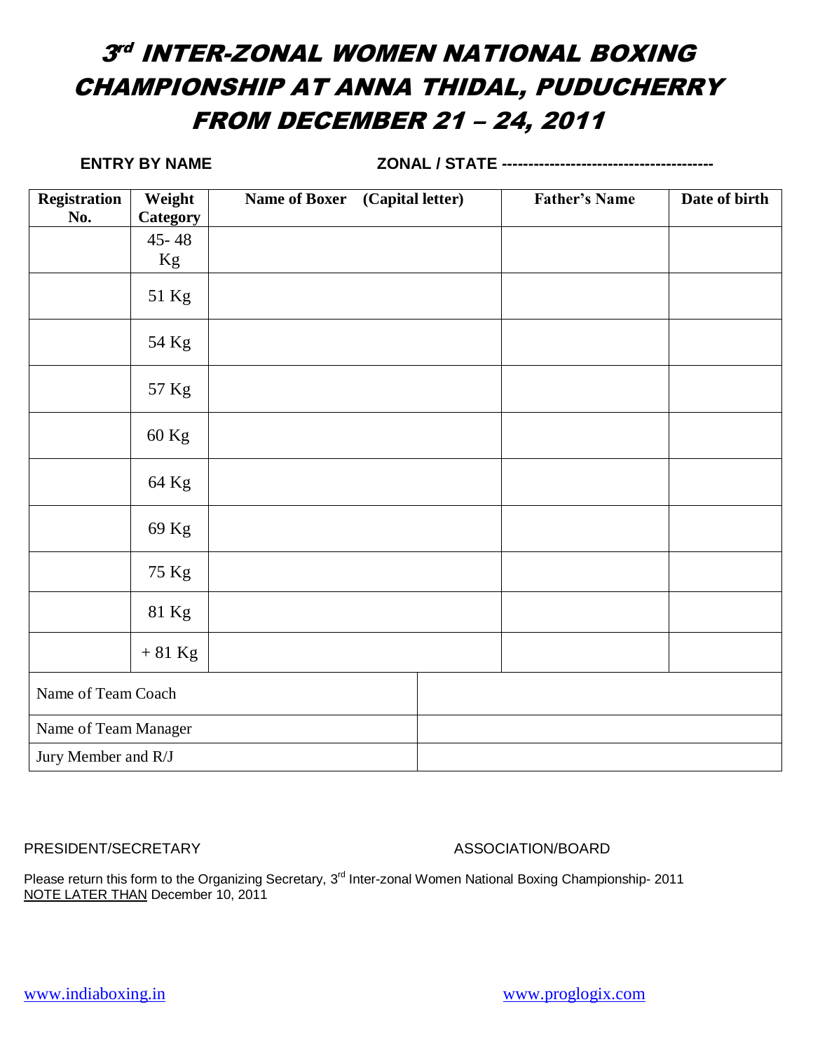# 3rd INTER-ZONAL WOMEN NATIONAL BOXING CHAMPIONSHIP AT ANNA THIDAL, PUDUCHERRY FROM DECEMBER 21 – 24, 2011

**ENTRY BY NAME** **ZONAL / STATE ---------------------------------------**

| Registration No. | Weight Category | Name of Boxer (Capital letter) | Father's Name | Date of birth |
|---|---|---|---|---|
| | 45- 48 Kg | | | |
| | 51 Kg | | | |
| | 54 Kg | | | |
| | 57 Kg | | | |
| | 60 Kg | | | |
| | 64 Kg | | | |
| | 69 Kg | | | |
| | 75 Kg | | | |
| | 81 Kg | | | |
| | + 81 Kg | | | |
| Name of Team Coach | | | | |
| Name of Team Manager | | | | |
| Jury Member and R/J | | | | |

PRESIDENT/SECRETARY ASSOCIATION/BOARD

Please return this form to the Organizing Secretary, 3rd Inter-zonal Women National Boxing Championship- 2011 NOTE LATER THAN December 10, 2011

www.indiaboxing.in www.proglogix.com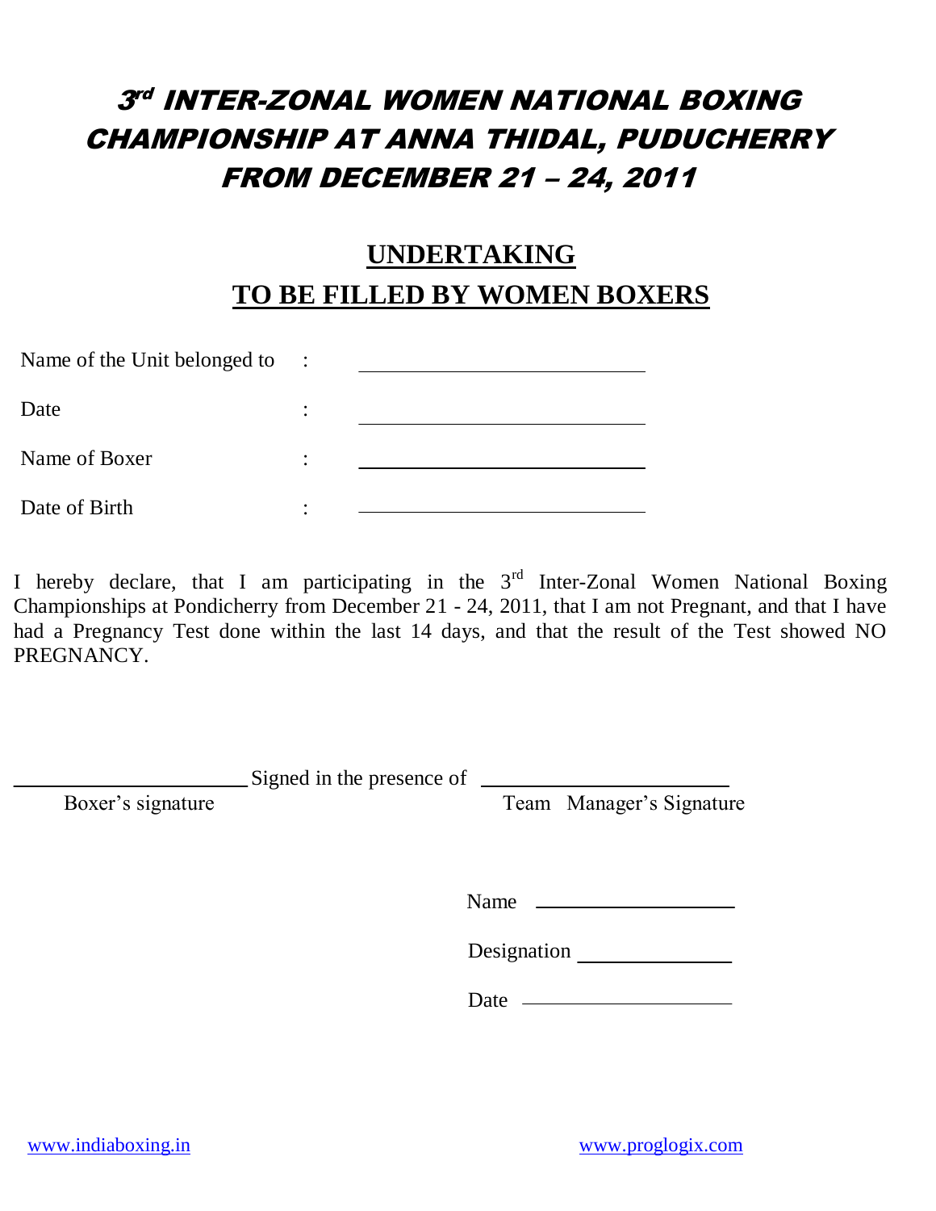# 3rd INTER-ZONAL WOMEN NATIONAL BOXING CHAMPIONSHIP AT ANNA THIDAL, PUDUCHERRY FROM DECEMBER 21 – 24, 2011

## UNDERTAKING

## TO BE FILLED BY WOMEN BOXERS

Name of the Unit belonged to : ______________________

Date : ______________________

Name of Boxer : ______________________

Date of Birth : ______________________

I hereby declare, that I am participating in the 3rd Inter-Zonal Women National Boxing Championships at Pondicherry from December 21 - 24, 2011, that I am not Pregnant, and that I have had a Pregnancy Test done within the last 14 days, and that the result of the Test showed NO PREGNANCY.

______________________ Signed in the presence of ______________________

Boxer's signature Team Manager's Signature

Name ______________________

Designation ______________________

Date ______________________

www.indiaboxing.in www.proglogix.com